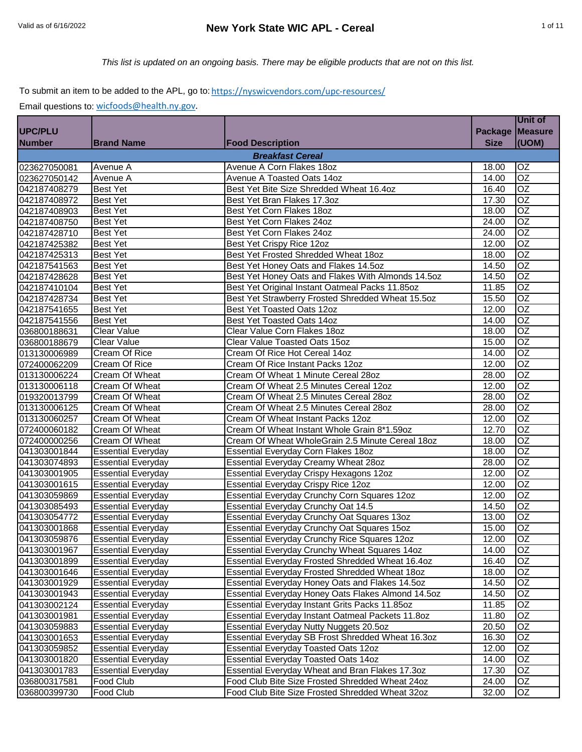Valid as of 6/16/2022

# New York State WIC APL - Cereal

*This list is updated on an ongoing basis. There may be eligible products that are not on this list.*

To submit an item to be added to the APL, go to: https://nyswicvendors.com/upc-resources/

Email questions to: wicfoods@health.ny.gov.

| UPC/PLU Number | Brand Name | Food Description | Package Size | Unit of Measure (UOM) |
|---|---|---|---|---|
| | | ***Breakfast Cereal*** | | |
| 023627050081 | Avenue A | Avenue A Corn Flakes 18oz | 18.00 | OZ |
| 023627050142 | Avenue A | Avenue A Toasted Oats 14oz | 14.00 | OZ |
| 042187408279 | Best Yet | Best Yet Bite Size Shredded Wheat 16.4oz | 16.40 | OZ |
| 042187408972 | Best Yet | Best Yet Bran Flakes 17.3oz | 17.30 | OZ |
| 042187408903 | Best Yet | Best Yet Corn Flakes 18oz | 18.00 | OZ |
| 042187408750 | Best Yet | Best Yet Corn Flakes 24oz | 24.00 | OZ |
| 042187428710 | Best Yet | Best Yet Corn Flakes 24oz | 24.00 | OZ |
| 042187425382 | Best Yet | Best Yet Crispy Rice 12oz | 12.00 | OZ |
| 042187425313 | Best Yet | Best Yet Frosted Shredded Wheat 18oz | 18.00 | OZ |
| 042187541563 | Best Yet | Best Yet Honey Oats and Flakes 14.5oz | 14.50 | OZ |
| 042187428628 | Best Yet | Best Yet Honey Oats and Flakes With Almonds 14.5oz | 14.50 | OZ |
| 042187410104 | Best Yet | Best Yet Original Instant Oatmeal Packs 11.85oz | 11.85 | OZ |
| 042187428734 | Best Yet | Best Yet Strawberry Frosted Shredded Wheat 15.5oz | 15.50 | OZ |
| 042187541655 | Best Yet | Best Yet Toasted Oats 12oz | 12.00 | OZ |
| 042187541556 | Best Yet | Best Yet Toasted Oats 14oz | 14.00 | OZ |
| 036800188631 | Clear Value | Clear Value Corn Flakes 18oz | 18.00 | OZ |
| 036800188679 | Clear Value | Clear Value Toasted Oats 15oz | 15.00 | OZ |
| 013130006989 | Cream Of Rice | Cream Of Rice Hot Cereal 14oz | 14.00 | OZ |
| 072400062209 | Cream Of Rice | Cream Of Rice Instant Packs 12oz | 12.00 | OZ |
| 013130006224 | Cream Of Wheat | Cream Of Wheat 1 Minute Cereal 28oz | 28.00 | OZ |
| 013130006118 | Cream Of Wheat | Cream Of Wheat 2.5 Minutes Cereal 12oz | 12.00 | OZ |
| 019320013799 | Cream Of Wheat | Cream Of Wheat 2.5 Minutes Cereal 28oz | 28.00 | OZ |
| 013130006125 | Cream Of Wheat | Cream Of Wheat 2.5 Minutes Cereal 28oz | 28.00 | OZ |
| 013130060257 | Cream Of Wheat | Cream Of Wheat Instant Packs 12oz | 12.00 | OZ |
| 072400060182 | Cream Of Wheat | Cream Of Wheat Instant Whole Grain 8*1.59oz | 12.70 | OZ |
| 072400000256 | Cream Of Wheat | Cream Of Wheat WholeGrain 2.5 Minute Cereal 18oz | 18.00 | OZ |
| 041303001844 | Essential Everyday | Essential Everyday Corn Flakes 18oz | 18.00 | OZ |
| 041303074893 | Essential Everyday | Essential Everyday Creamy Wheat 28oz | 28.00 | OZ |
| 041303001905 | Essential Everyday | Essential Everyday Crispy Hexagons 12oz | 12.00 | OZ |
| 041303001615 | Essential Everyday | Essential Everyday Crispy Rice 12oz | 12.00 | OZ |
| 041303059869 | Essential Everyday | Essential Everyday Crunchy Corn Squares 12oz | 12.00 | OZ |
| 041303085493 | Essential Everyday | Essential Everyday Crunchy Oat 14.5 | 14.50 | OZ |
| 041303054772 | Essential Everyday | Essential Everyday Crunchy Oat Squares 13oz | 13.00 | OZ |
| 041303001868 | Essential Everyday | Essential Everyday Crunchy Oat Squares 15oz | 15.00 | OZ |
| 041303059876 | Essential Everyday | Essential Everyday Crunchy Rice Squares 12oz | 12.00 | OZ |
| 041303001967 | Essential Everyday | Essential Everyday Crunchy Wheat Squares 14oz | 14.00 | OZ |
| 041303001899 | Essential Everyday | Essential Everyday Frosted Shredded Wheat 16.4oz | 16.40 | OZ |
| 041303001646 | Essential Everyday | Essential Everyday Frosted Shredded Wheat 18oz | 18.00 | OZ |
| 041303001929 | Essential Everyday | Essential Everyday Honey Oats and Flakes 14.5oz | 14.50 | OZ |
| 041303001943 | Essential Everyday | Essential Everyday Honey Oats Flakes Almond 14.5oz | 14.50 | OZ |
| 041303002124 | Essential Everyday | Essential Everyday Instant Grits Packs 11.85oz | 11.85 | OZ |
| 041303001981 | Essential Everyday | Essential Everyday Instant Oatmeal Packets 11.8oz | 11.80 | OZ |
| 041303059883 | Essential Everyday | Essential Everyday Nutty Nuggets 20.5oz | 20.50 | OZ |
| 041303001653 | Essential Everyday | Essential Everyday SB Frost Shredded Wheat 16.3oz | 16.30 | OZ |
| 041303059852 | Essential Everyday | Essential Everyday Toasted Oats 12oz | 12.00 | OZ |
| 041303001820 | Essential Everyday | Essential Everyday Toasted Oats 14oz | 14.00 | OZ |
| 041303001783 | Essential Everyday | Essential Everyday Wheat and Bran Flakes 17.3oz | 17.30 | OZ |
| 036800317581 | Food Club | Food Club Bite Size Frosted Shredded Wheat 24oz | 24.00 | OZ |
| 036800399730 | Food Club | Food Club Bite Size Frosted Shredded Wheat 32oz | 32.00 | OZ |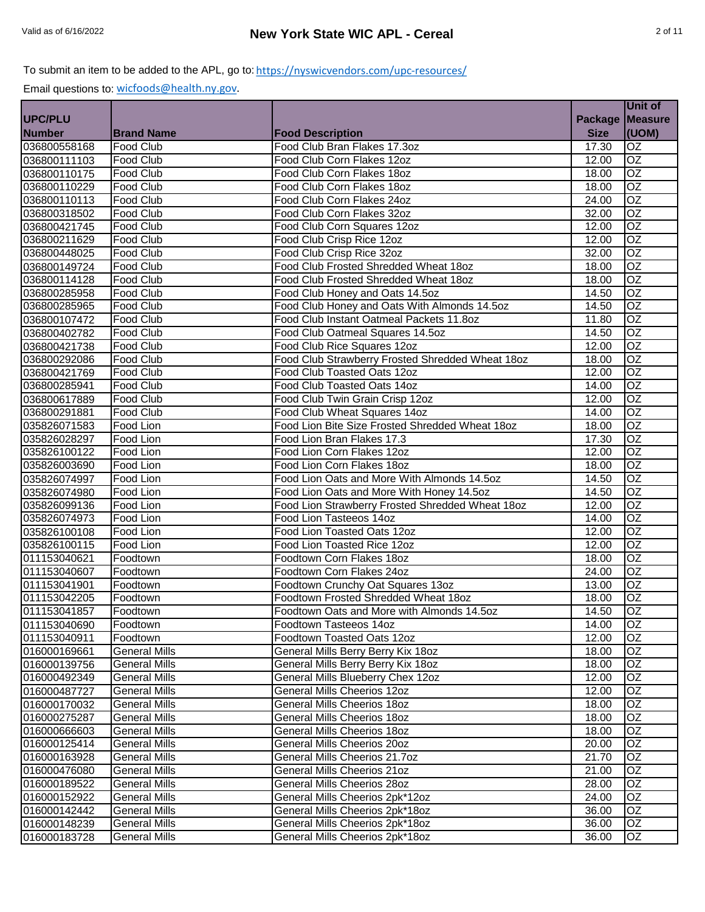To submit an item to be added to the APL, go to: https://nyswicvendors.com/upc-resources/

Email questions to: wicfoods@health.ny.gov.

| UPC/PLU Number | Brand Name | Food Description | Package Size | Unit of Measure (UOM) |
|---|---|---|---|---|
| 036800558168 | Food Club | Food Club Bran Flakes 17.3oz | 17.30 | OZ |
| 036800111103 | Food Club | Food Club Corn Flakes 12oz | 12.00 | OZ |
| 036800110175 | Food Club | Food Club Corn Flakes 18oz | 18.00 | OZ |
| 036800110229 | Food Club | Food Club Corn Flakes 18oz | 18.00 | OZ |
| 036800110113 | Food Club | Food Club Corn Flakes 24oz | 24.00 | OZ |
| 036800318502 | Food Club | Food Club Corn Flakes 32oz | 32.00 | OZ |
| 036800421745 | Food Club | Food Club Corn Squares 12oz | 12.00 | OZ |
| 036800211629 | Food Club | Food Club Crisp Rice 12oz | 12.00 | OZ |
| 036800448025 | Food Club | Food Club Crisp Rice 32oz | 32.00 | OZ |
| 036800149724 | Food Club | Food Club Frosted Shredded Wheat 18oz | 18.00 | OZ |
| 036800114128 | Food Club | Food Club Frosted Shredded Wheat 18oz | 18.00 | OZ |
| 036800285958 | Food Club | Food Club Honey and Oats 14.5oz | 14.50 | OZ |
| 036800285965 | Food Club | Food Club Honey and Oats With Almonds 14.5oz | 14.50 | OZ |
| 036800107472 | Food Club | Food Club Instant Oatmeal Packets 11.8oz | 11.80 | OZ |
| 036800402782 | Food Club | Food Club Oatmeal Squares 14.5oz | 14.50 | OZ |
| 036800421738 | Food Club | Food Club Rice Squares 12oz | 12.00 | OZ |
| 036800292086 | Food Club | Food Club Strawberry Frosted Shredded Wheat 18oz | 18.00 | OZ |
| 036800421769 | Food Club | Food Club Toasted Oats 12oz | 12.00 | OZ |
| 036800285941 | Food Club | Food Club Toasted Oats 14oz | 14.00 | OZ |
| 036800617889 | Food Club | Food Club Twin Grain Crisp 12oz | 12.00 | OZ |
| 036800291881 | Food Club | Food Club Wheat Squares 14oz | 14.00 | OZ |
| 035826071583 | Food Lion | Food Lion Bite Size Frosted Shredded Wheat 18oz | 18.00 | OZ |
| 035826028297 | Food Lion | Food Lion Bran Flakes 17.3 | 17.30 | OZ |
| 035826100122 | Food Lion | Food Lion Corn Flakes 12oz | 12.00 | OZ |
| 035826003690 | Food Lion | Food Lion Corn Flakes 18oz | 18.00 | OZ |
| 035826074997 | Food Lion | Food Lion Oats and More With Almonds 14.5oz | 14.50 | OZ |
| 035826074980 | Food Lion | Food Lion Oats and More With Honey 14.5oz | 14.50 | OZ |
| 035826099136 | Food Lion | Food Lion Strawberry Frosted Shredded Wheat 18oz | 12.00 | OZ |
| 035826074973 | Food Lion | Food Lion Tasteeos 14oz | 14.00 | OZ |
| 035826100108 | Food Lion | Food Lion Toasted Oats 12oz | 12.00 | OZ |
| 035826100115 | Food Lion | Food Lion Toasted Rice 12oz | 12.00 | OZ |
| 011153040621 | Foodtown | Foodtown Corn Flakes 18oz | 18.00 | OZ |
| 011153040607 | Foodtown | Foodtown Corn Flakes 24oz | 24.00 | OZ |
| 011153041901 | Foodtown | Foodtown Crunchy Oat Squares 13oz | 13.00 | OZ |
| 011153042205 | Foodtown | Foodtown Frosted Shredded Wheat 18oz | 18.00 | OZ |
| 011153041857 | Foodtown | Foodtown Oats and More with Almonds 14.5oz | 14.50 | OZ |
| 011153040690 | Foodtown | Foodtown Tasteeos 14oz | 14.00 | OZ |
| 011153040911 | Foodtown | Foodtown Toasted Oats 12oz | 12.00 | OZ |
| 016000169661 | General Mills | General Mills Berry Berry Kix 18oz | 18.00 | OZ |
| 016000139756 | General Mills | General Mills Berry Berry Kix 18oz | 18.00 | OZ |
| 016000492349 | General Mills | General Mills Blueberry Chex 12oz | 12.00 | OZ |
| 016000487727 | General Mills | General Mills Cheerios 12oz | 12.00 | OZ |
| 016000170032 | General Mills | General Mills Cheerios 18oz | 18.00 | OZ |
| 016000275287 | General Mills | General Mills Cheerios 18oz | 18.00 | OZ |
| 016000666603 | General Mills | General Mills Cheerios 18oz | 18.00 | OZ |
| 016000125414 | General Mills | General Mills Cheerios 20oz | 20.00 | OZ |
| 016000163928 | General Mills | General Mills Cheerios 21.7oz | 21.70 | OZ |
| 016000476080 | General Mills | General Mills Cheerios 21oz | 21.00 | OZ |
| 016000189522 | General Mills | General Mills Cheerios 28oz | 28.00 | OZ |
| 016000152922 | General Mills | General Mills Cheerios 2pk*12oz | 24.00 | OZ |
| 016000142442 | General Mills | General Mills Cheerios 2pk*18oz | 36.00 | OZ |
| 016000148239 | General Mills | General Mills Cheerios 2pk*18oz | 36.00 | OZ |
| 016000183728 | General Mills | General Mills Cheerios 2pk*18oz | 36.00 | OZ |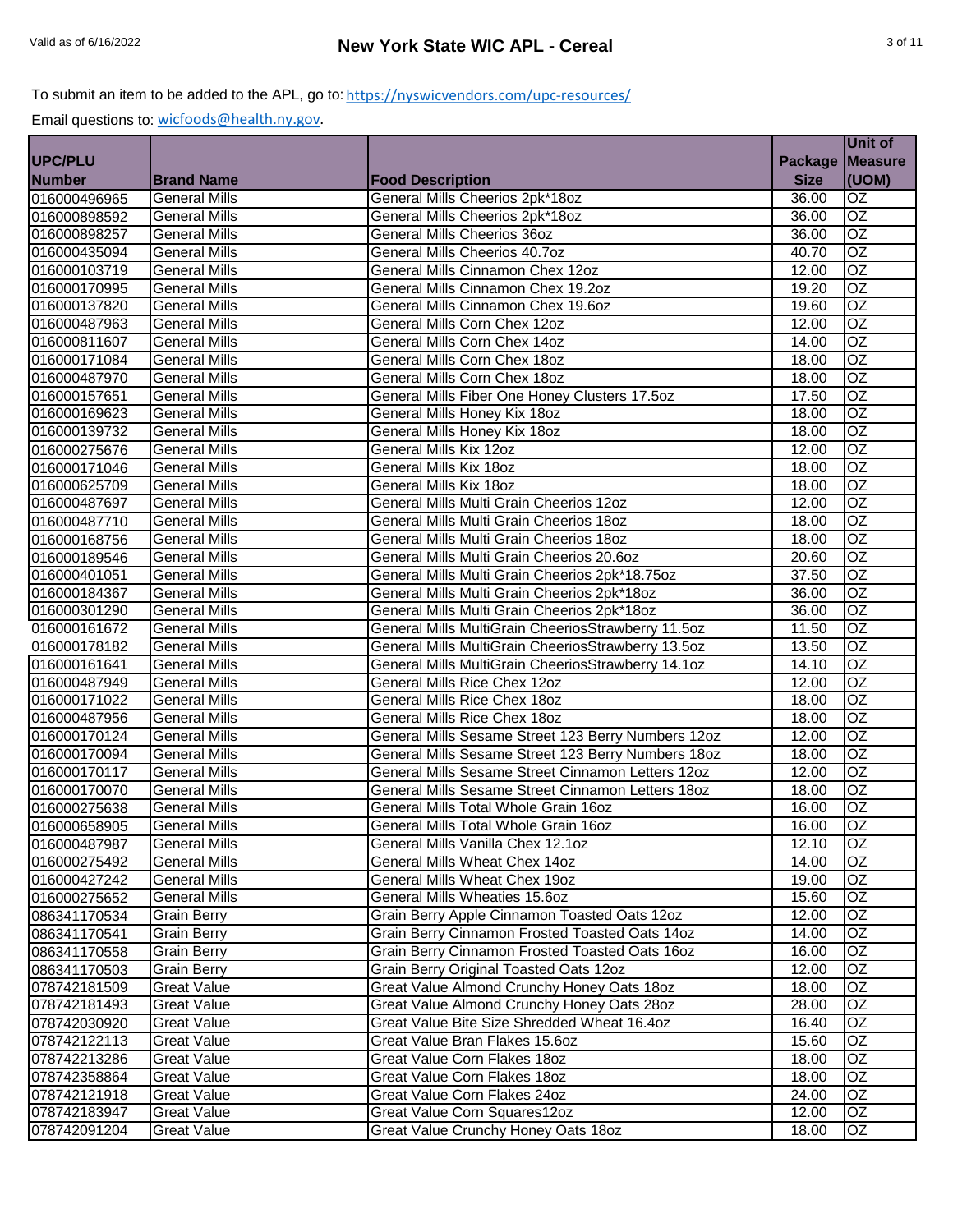To submit an item to be added to the APL, go to: https://nyswicvendors.com/upc-resources/

Email questions to: wicfoods@health.ny.gov.

| UPC/PLU Number | Brand Name | Food Description | Package Size | Unit of Measure (UOM) |
|---|---|---|---|---|
| 016000496965 | General Mills | General Mills Cheerios 2pk*18oz | 36.00 | OZ |
| 016000898592 | General Mills | General Mills Cheerios 2pk*18oz | 36.00 | OZ |
| 016000898257 | General Mills | General Mills Cheerios 36oz | 36.00 | OZ |
| 016000435094 | General Mills | General Mills Cheerios 40.7oz | 40.70 | OZ |
| 016000103719 | General Mills | General Mills Cinnamon Chex 12oz | 12.00 | OZ |
| 016000170995 | General Mills | General Mills Cinnamon Chex 19.2oz | 19.20 | OZ |
| 016000137820 | General Mills | General Mills Cinnamon Chex 19.6oz | 19.60 | OZ |
| 016000487963 | General Mills | General Mills Corn Chex 12oz | 12.00 | OZ |
| 016000811607 | General Mills | General Mills Corn Chex 14oz | 14.00 | OZ |
| 016000171084 | General Mills | General Mills Corn Chex 18oz | 18.00 | OZ |
| 016000487970 | General Mills | General Mills Corn Chex 18oz | 18.00 | OZ |
| 016000157651 | General Mills | General Mills Fiber One Honey Clusters 17.5oz | 17.50 | OZ |
| 016000169623 | General Mills | General Mills Honey Kix 18oz | 18.00 | OZ |
| 016000139732 | General Mills | General Mills Honey Kix 18oz | 18.00 | OZ |
| 016000275676 | General Mills | General Mills Kix 12oz | 12.00 | OZ |
| 016000171046 | General Mills | General Mills Kix 18oz | 18.00 | OZ |
| 016000625709 | General Mills | General Mills Kix 18oz | 18.00 | OZ |
| 016000487697 | General Mills | General Mills Multi Grain Cheerios 12oz | 12.00 | OZ |
| 016000487710 | General Mills | General Mills Multi Grain Cheerios 18oz | 18.00 | OZ |
| 016000168756 | General Mills | General Mills Multi Grain Cheerios 18oz | 18.00 | OZ |
| 016000189546 | General Mills | General Mills Multi Grain Cheerios 20.6oz | 20.60 | OZ |
| 016000401051 | General Mills | General Mills Multi Grain Cheerios 2pk*18.75oz | 37.50 | OZ |
| 016000184367 | General Mills | General Mills Multi Grain Cheerios 2pk*18oz | 36.00 | OZ |
| 016000301290 | General Mills | General Mills Multi Grain Cheerios 2pk*18oz | 36.00 | OZ |
| 016000161672 | General Mills | General Mills MultiGrain CheeriosStrawberry 11.5oz | 11.50 | OZ |
| 016000178182 | General Mills | General Mills MultiGrain CheeriosStrawberry 13.5oz | 13.50 | OZ |
| 016000161641 | General Mills | General Mills MultiGrain CheeriosStrawberry 14.1oz | 14.10 | OZ |
| 016000487949 | General Mills | General Mills Rice Chex 12oz | 12.00 | OZ |
| 016000171022 | General Mills | General Mills Rice Chex 18oz | 18.00 | OZ |
| 016000487956 | General Mills | General Mills Rice Chex 18oz | 18.00 | OZ |
| 016000170124 | General Mills | General Mills Sesame Street 123 Berry Numbers 12oz | 12.00 | OZ |
| 016000170094 | General Mills | General Mills Sesame Street 123 Berry Numbers 18oz | 18.00 | OZ |
| 016000170117 | General Mills | General Mills Sesame Street Cinnamon Letters 12oz | 12.00 | OZ |
| 016000170070 | General Mills | General Mills Sesame Street Cinnamon Letters 18oz | 18.00 | OZ |
| 016000275638 | General Mills | General Mills Total Whole Grain 16oz | 16.00 | OZ |
| 016000658905 | General Mills | General Mills Total Whole Grain 16oz | 16.00 | OZ |
| 016000487987 | General Mills | General Mills Vanilla Chex 12.1oz | 12.10 | OZ |
| 016000275492 | General Mills | General Mills Wheat Chex 14oz | 14.00 | OZ |
| 016000427242 | General Mills | General Mills Wheat Chex 19oz | 19.00 | OZ |
| 016000275652 | General Mills | General Mills Wheaties 15.6oz | 15.60 | OZ |
| 086341170534 | Grain Berry | Grain Berry Apple Cinnamon Toasted Oats 12oz | 12.00 | OZ |
| 086341170541 | Grain Berry | Grain Berry Cinnamon Frosted Toasted Oats 14oz | 14.00 | OZ |
| 086341170558 | Grain Berry | Grain Berry Cinnamon Frosted Toasted Oats 16oz | 16.00 | OZ |
| 086341170503 | Grain Berry | Grain Berry Original Toasted Oats 12oz | 12.00 | OZ |
| 078742181509 | Great Value | Great Value Almond Crunchy Honey Oats 18oz | 18.00 | OZ |
| 078742181493 | Great Value | Great Value Almond Crunchy Honey Oats 28oz | 28.00 | OZ |
| 078742030920 | Great Value | Great Value Bite Size Shredded Wheat 16.4oz | 16.40 | OZ |
| 078742122113 | Great Value | Great Value Bran Flakes 15.6oz | 15.60 | OZ |
| 078742213286 | Great Value | Great Value Corn Flakes 18oz | 18.00 | OZ |
| 078742358864 | Great Value | Great Value Corn Flakes 18oz | 18.00 | OZ |
| 078742121918 | Great Value | Great Value Corn Flakes 24oz | 24.00 | OZ |
| 078742183947 | Great Value | Great Value Corn Squares12oz | 12.00 | OZ |
| 078742091204 | Great Value | Great Value Crunchy Honey Oats 18oz | 18.00 | OZ |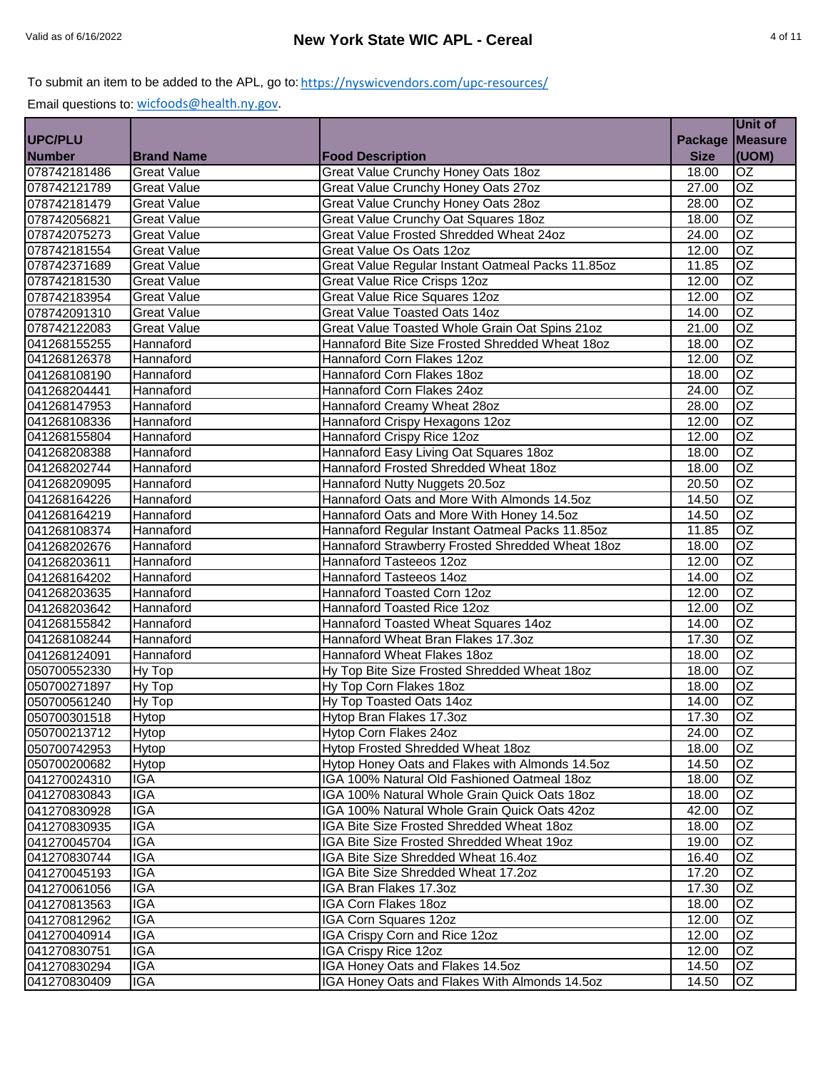To submit an item to be added to the APL, go to: https://nyswicvendors.com/upc-resources/

Email questions to: wicfoods@health.ny.gov.

| UPC/PLU Number | Brand Name | Food Description | Package Size | Unit of Measure (UOM) |
|---|---|---|---|---|
| 078742181486 | Great Value | Great Value Crunchy Honey Oats 18oz | 18.00 | OZ |
| 078742121789 | Great Value | Great Value Crunchy Honey Oats 27oz | 27.00 | OZ |
| 078742181479 | Great Value | Great Value Crunchy Honey Oats 28oz | 28.00 | OZ |
| 078742056821 | Great Value | Great Value Crunchy Oat Squares 18oz | 18.00 | OZ |
| 078742075273 | Great Value | Great Value Frosted Shredded Wheat 24oz | 24.00 | OZ |
| 078742181554 | Great Value | Great Value Os Oats 12oz | 12.00 | OZ |
| 078742371689 | Great Value | Great Value Regular Instant Oatmeal Packs 11.85oz | 11.85 | OZ |
| 078742181530 | Great Value | Great Value Rice Crisps 12oz | 12.00 | OZ |
| 078742183954 | Great Value | Great Value Rice Squares 12oz | 12.00 | OZ |
| 078742091310 | Great Value | Great Value Toasted Oats 14oz | 14.00 | OZ |
| 078742122083 | Great Value | Great Value Toasted Whole Grain Oat Spins 21oz | 21.00 | OZ |
| 041268155255 | Hannaford | Hannaford Bite Size Frosted Shredded Wheat 18oz | 18.00 | OZ |
| 041268126378 | Hannaford | Hannaford Corn Flakes 12oz | 12.00 | OZ |
| 041268108190 | Hannaford | Hannaford Corn Flakes 18oz | 18.00 | OZ |
| 041268204441 | Hannaford | Hannaford Corn Flakes 24oz | 24.00 | OZ |
| 041268147953 | Hannaford | Hannaford Creamy Wheat 28oz | 28.00 | OZ |
| 041268108336 | Hannaford | Hannaford Crispy Hexagons 12oz | 12.00 | OZ |
| 041268155804 | Hannaford | Hannaford Crispy Rice 12oz | 12.00 | OZ |
| 041268208388 | Hannaford | Hannaford Easy Living Oat Squares 18oz | 18.00 | OZ |
| 041268202744 | Hannaford | Hannaford Frosted Shredded Wheat 18oz | 18.00 | OZ |
| 041268209095 | Hannaford | Hannaford Nutty Nuggets 20.5oz | 20.50 | OZ |
| 041268164226 | Hannaford | Hannaford Oats and More With Almonds 14.5oz | 14.50 | OZ |
| 041268164219 | Hannaford | Hannaford Oats and More With Honey 14.5oz | 14.50 | OZ |
| 041268108374 | Hannaford | Hannaford Regular Instant Oatmeal Packs 11.85oz | 11.85 | OZ |
| 041268202676 | Hannaford | Hannaford Strawberry Frosted Shredded Wheat 18oz | 18.00 | OZ |
| 041268203611 | Hannaford | Hannaford Tasteeos 12oz | 12.00 | OZ |
| 041268164202 | Hannaford | Hannaford Tasteeos 14oz | 14.00 | OZ |
| 041268203635 | Hannaford | Hannaford Toasted Corn 12oz | 12.00 | OZ |
| 041268203642 | Hannaford | Hannaford Toasted Rice 12oz | 12.00 | OZ |
| 041268155842 | Hannaford | Hannaford Toasted Wheat Squares 14oz | 14.00 | OZ |
| 041268108244 | Hannaford | Hannaford Wheat Bran Flakes 17.3oz | 17.30 | OZ |
| 041268124091 | Hannaford | Hannaford Wheat Flakes 18oz | 18.00 | OZ |
| 050700552330 | Hy Top | Hy Top Bite Size Frosted Shredded Wheat 18oz | 18.00 | OZ |
| 050700271897 | Hy Top | Hy Top Corn Flakes 18oz | 18.00 | OZ |
| 050700561240 | Hy Top | Hy Top Toasted Oats 14oz | 14.00 | OZ |
| 050700301518 | Hytop | Hytop Bran Flakes 17.3oz | 17.30 | OZ |
| 050700213712 | Hytop | Hytop Corn Flakes 24oz | 24.00 | OZ |
| 050700742953 | Hytop | Hytop Frosted Shredded Wheat 18oz | 18.00 | OZ |
| 050700200682 | Hytop | Hytop Honey Oats and Flakes with Almonds 14.5oz | 14.50 | OZ |
| 041270024310 | IGA | IGA 100% Natural Old Fashioned Oatmeal 18oz | 18.00 | OZ |
| 041270830843 | IGA | IGA 100% Natural Whole Grain Quick Oats 18oz | 18.00 | OZ |
| 041270830928 | IGA | IGA 100% Natural Whole Grain Quick Oats 42oz | 42.00 | OZ |
| 041270830935 | IGA | IGA Bite Size Frosted Shredded Wheat 18oz | 18.00 | OZ |
| 041270045704 | IGA | IGA Bite Size Frosted Shredded Wheat 19oz | 19.00 | OZ |
| 041270830744 | IGA | IGA Bite Size Shredded Wheat 16.4oz | 16.40 | OZ |
| 041270045193 | IGA | IGA Bite Size Shredded Wheat 17.2oz | 17.20 | OZ |
| 041270061056 | IGA | IGA Bran Flakes 17.3oz | 17.30 | OZ |
| 041270813563 | IGA | IGA Corn Flakes 18oz | 18.00 | OZ |
| 041270812962 | IGA | IGA Corn Squares 12oz | 12.00 | OZ |
| 041270040914 | IGA | IGA Crispy Corn and Rice 12oz | 12.00 | OZ |
| 041270830751 | IGA | IGA Crispy Rice 12oz | 12.00 | OZ |
| 041270830294 | IGA | IGA Honey Oats and Flakes 14.5oz | 14.50 | OZ |
| 041270830409 | IGA | IGA Honey Oats and Flakes With Almonds 14.5oz | 14.50 | OZ |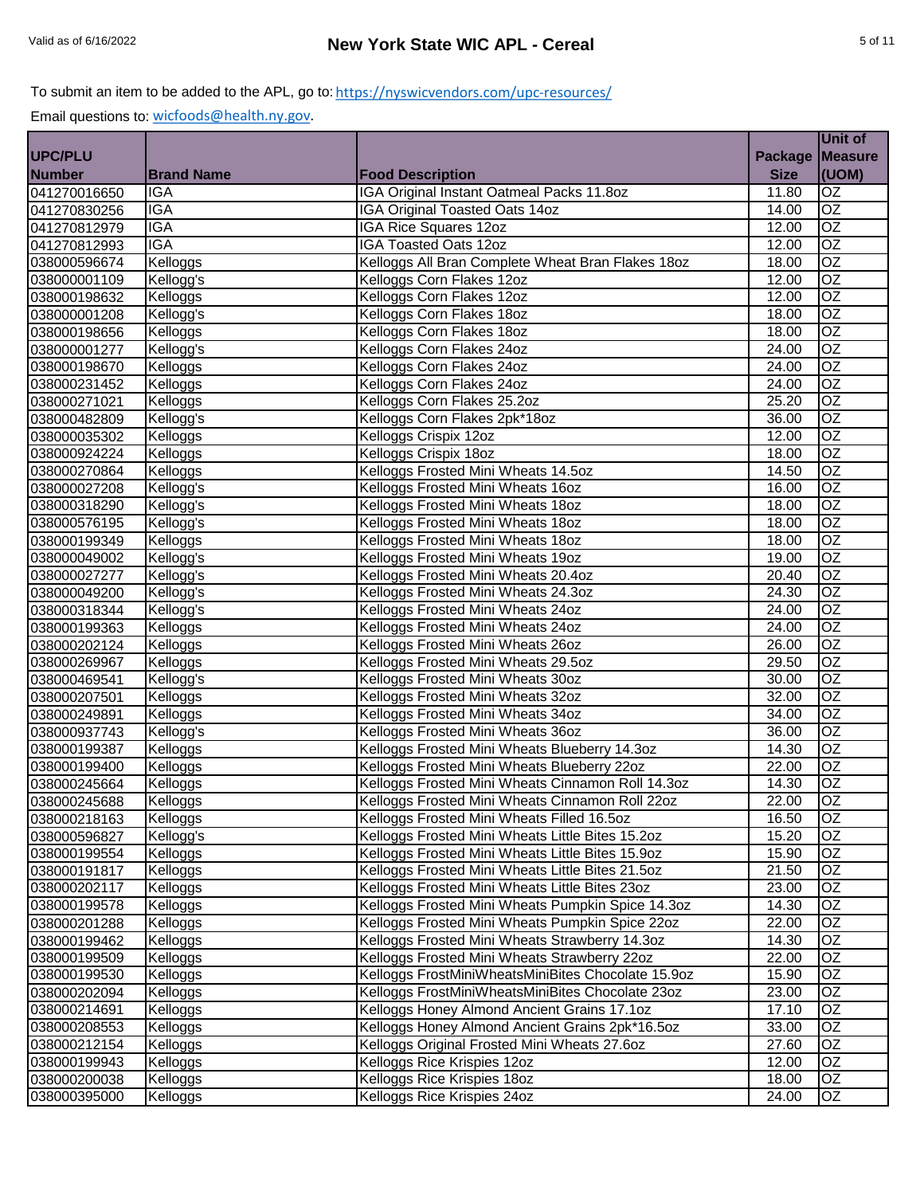To submit an item to be added to the APL, go to: https://nyswicvendors.com/upc-resources/

Email questions to: wicfoods@health.ny.gov.

| UPC/PLU Number | Brand Name | Food Description | Package Size | Unit of Measure (UOM) |
|---|---|---|---|---|
| 041270016650 | IGA | IGA Original Instant Oatmeal Packs 11.8oz | 11.80 | OZ |
| 041270830256 | IGA | IGA Original Toasted Oats 14oz | 14.00 | OZ |
| 041270812979 | IGA | IGA Rice Squares 12oz | 12.00 | OZ |
| 041270812993 | IGA | IGA Toasted Oats 12oz | 12.00 | OZ |
| 038000596674 | Kelloggs | Kelloggs All Bran Complete Wheat Bran Flakes 18oz | 18.00 | OZ |
| 038000001109 | Kellogg's | Kelloggs Corn Flakes 12oz | 12.00 | OZ |
| 038000198632 | Kelloggs | Kelloggs Corn Flakes 12oz | 12.00 | OZ |
| 038000001208 | Kellogg's | Kelloggs Corn Flakes 18oz | 18.00 | OZ |
| 038000198656 | Kelloggs | Kelloggs Corn Flakes 18oz | 18.00 | OZ |
| 038000001277 | Kellogg's | Kelloggs Corn Flakes 24oz | 24.00 | OZ |
| 038000198670 | Kelloggs | Kelloggs Corn Flakes 24oz | 24.00 | OZ |
| 038000231452 | Kelloggs | Kelloggs Corn Flakes 24oz | 24.00 | OZ |
| 038000271021 | Kelloggs | Kelloggs Corn Flakes 25.2oz | 25.20 | OZ |
| 038000482809 | Kellogg's | Kelloggs Corn Flakes 2pk*18oz | 36.00 | OZ |
| 038000035302 | Kelloggs | Kelloggs Crispix 12oz | 12.00 | OZ |
| 038000924224 | Kelloggs | Kelloggs Crispix 18oz | 18.00 | OZ |
| 038000270864 | Kelloggs | Kelloggs Frosted Mini Wheats 14.5oz | 14.50 | OZ |
| 038000027208 | Kellogg's | Kelloggs Frosted Mini Wheats 16oz | 16.00 | OZ |
| 038000318290 | Kellogg's | Kelloggs Frosted Mini Wheats 18oz | 18.00 | OZ |
| 038000576195 | Kellogg's | Kelloggs Frosted Mini Wheats 18oz | 18.00 | OZ |
| 038000199349 | Kelloggs | Kelloggs Frosted Mini Wheats 18oz | 18.00 | OZ |
| 038000049002 | Kellogg's | Kelloggs Frosted Mini Wheats 19oz | 19.00 | OZ |
| 038000027277 | Kellogg's | Kelloggs Frosted Mini Wheats 20.4oz | 20.40 | OZ |
| 038000049200 | Kellogg's | Kelloggs Frosted Mini Wheats 24.3oz | 24.30 | OZ |
| 038000318344 | Kellogg's | Kelloggs Frosted Mini Wheats 24oz | 24.00 | OZ |
| 038000199363 | Kelloggs | Kelloggs Frosted Mini Wheats 24oz | 24.00 | OZ |
| 038000202124 | Kelloggs | Kelloggs Frosted Mini Wheats 26oz | 26.00 | OZ |
| 038000269967 | Kelloggs | Kelloggs Frosted Mini Wheats 29.5oz | 29.50 | OZ |
| 038000469541 | Kellogg's | Kelloggs Frosted Mini Wheats 30oz | 30.00 | OZ |
| 038000207501 | Kelloggs | Kelloggs Frosted Mini Wheats 32oz | 32.00 | OZ |
| 038000249891 | Kelloggs | Kelloggs Frosted Mini Wheats 34oz | 34.00 | OZ |
| 038000937743 | Kellogg's | Kelloggs Frosted Mini Wheats 36oz | 36.00 | OZ |
| 038000199387 | Kelloggs | Kelloggs Frosted Mini Wheats Blueberry 14.3oz | 14.30 | OZ |
| 038000199400 | Kelloggs | Kelloggs Frosted Mini Wheats Blueberry 22oz | 22.00 | OZ |
| 038000245664 | Kelloggs | Kelloggs Frosted Mini Wheats Cinnamon Roll 14.3oz | 14.30 | OZ |
| 038000245688 | Kelloggs | Kelloggs Frosted Mini Wheats Cinnamon Roll 22oz | 22.00 | OZ |
| 038000218163 | Kelloggs | Kelloggs Frosted Mini Wheats Filled 16.5oz | 16.50 | OZ |
| 038000596827 | Kellogg's | Kelloggs Frosted Mini Wheats Little Bites 15.2oz | 15.20 | OZ |
| 038000199554 | Kelloggs | Kelloggs Frosted Mini Wheats Little Bites 15.9oz | 15.90 | OZ |
| 038000191817 | Kelloggs | Kelloggs Frosted Mini Wheats Little Bites 21.5oz | 21.50 | OZ |
| 038000202117 | Kelloggs | Kelloggs Frosted Mini Wheats Little Bites 23oz | 23.00 | OZ |
| 038000199578 | Kelloggs | Kelloggs Frosted Mini Wheats Pumpkin Spice 14.3oz | 14.30 | OZ |
| 038000201288 | Kelloggs | Kelloggs Frosted Mini Wheats Pumpkin Spice 22oz | 22.00 | OZ |
| 038000199462 | Kelloggs | Kelloggs Frosted Mini Wheats Strawberry 14.3oz | 14.30 | OZ |
| 038000199509 | Kelloggs | Kelloggs Frosted Mini Wheats Strawberry 22oz | 22.00 | OZ |
| 038000199530 | Kelloggs | Kelloggs FrostMiniWheatsMiniBites Chocolate 15.9oz | 15.90 | OZ |
| 038000202094 | Kelloggs | Kelloggs FrostMiniWheatsMiniBites Chocolate 23oz | 23.00 | OZ |
| 038000214691 | Kelloggs | Kelloggs Honey Almond Ancient Grains 17.1oz | 17.10 | OZ |
| 038000208553 | Kelloggs | Kelloggs Honey Almond Ancient Grains 2pk*16.5oz | 33.00 | OZ |
| 038000212154 | Kelloggs | Kelloggs Original Frosted Mini Wheats 27.6oz | 27.60 | OZ |
| 038000199943 | Kelloggs | Kelloggs Rice Krispies 12oz | 12.00 | OZ |
| 038000200038 | Kelloggs | Kelloggs Rice Krispies 18oz | 18.00 | OZ |
| 038000395000 | Kelloggs | Kelloggs Rice Krispies 24oz | 24.00 | OZ |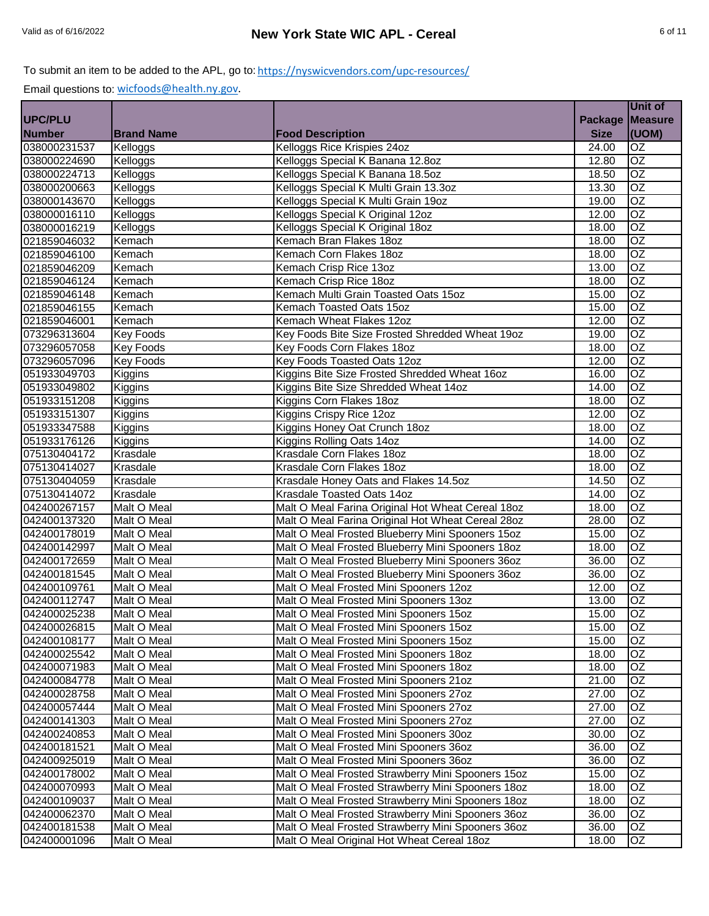To submit an item to be added to the APL, go to: https://nyswicvendors.com/upc-resources/

Email questions to: wicfoods@health.ny.gov.

| UPC/PLU Number | Brand Name | Food Description | Package Size | Unit of Measure (UOM) |
|---|---|---|---|---|
| 038000231537 | Kelloggs | Kelloggs Rice Krispies 24oz | 24.00 | OZ |
| 038000224690 | Kelloggs | Kelloggs Special K Banana 12.8oz | 12.80 | OZ |
| 038000224713 | Kelloggs | Kelloggs Special K Banana 18.5oz | 18.50 | OZ |
| 038000200663 | Kelloggs | Kelloggs Special K Multi Grain 13.3oz | 13.30 | OZ |
| 038000143670 | Kelloggs | Kelloggs Special K Multi Grain 19oz | 19.00 | OZ |
| 038000016110 | Kelloggs | Kelloggs Special K Original 12oz | 12.00 | OZ |
| 038000016219 | Kelloggs | Kelloggs Special K Original 18oz | 18.00 | OZ |
| 021859046032 | Kemach | Kemach Bran Flakes 18oz | 18.00 | OZ |
| 021859046100 | Kemach | Kemach Corn Flakes 18oz | 18.00 | OZ |
| 021859046209 | Kemach | Kemach Crisp Rice 13oz | 13.00 | OZ |
| 021859046124 | Kemach | Kemach Crisp Rice 18oz | 18.00 | OZ |
| 021859046148 | Kemach | Kemach Multi Grain Toasted Oats 15oz | 15.00 | OZ |
| 021859046155 | Kemach | Kemach Toasted Oats 15oz | 15.00 | OZ |
| 021859046001 | Kemach | Kemach Wheat Flakes 12oz | 12.00 | OZ |
| 073296313604 | Key Foods | Key Foods Bite Size Frosted Shredded Wheat 19oz | 19.00 | OZ |
| 073296057058 | Key Foods | Key Foods Corn Flakes 18oz | 18.00 | OZ |
| 073296057096 | Key Foods | Key Foods Toasted Oats 12oz | 12.00 | OZ |
| 051933049703 | Kiggins | Kiggins Bite Size Frosted Shredded Wheat 16oz | 16.00 | OZ |
| 051933049802 | Kiggins | Kiggins Bite Size Shredded Wheat 14oz | 14.00 | OZ |
| 051933151208 | Kiggins | Kiggins Corn Flakes 18oz | 18.00 | OZ |
| 051933151307 | Kiggins | Kiggins Crispy Rice 12oz | 12.00 | OZ |
| 051933347588 | Kiggins | Kiggins Honey Oat Crunch 18oz | 18.00 | OZ |
| 051933176126 | Kiggins | Kiggins Rolling Oats 14oz | 14.00 | OZ |
| 075130404172 | Krasdale | Krasdale Corn Flakes 18oz | 18.00 | OZ |
| 075130414027 | Krasdale | Krasdale Corn Flakes 18oz | 18.00 | OZ |
| 075130404059 | Krasdale | Krasdale Honey Oats and Flakes 14.5oz | 14.50 | OZ |
| 075130414072 | Krasdale | Krasdale Toasted Oats 14oz | 14.00 | OZ |
| 042400267157 | Malt O Meal | Malt O Meal Farina Original Hot Wheat Cereal 18oz | 18.00 | OZ |
| 042400137320 | Malt O Meal | Malt O Meal Farina Original Hot Wheat Cereal 28oz | 28.00 | OZ |
| 042400178019 | Malt O Meal | Malt O Meal Frosted Blueberry Mini Spooners 15oz | 15.00 | OZ |
| 042400142997 | Malt O Meal | Malt O Meal Frosted Blueberry Mini Spooners 18oz | 18.00 | OZ |
| 042400172659 | Malt O Meal | Malt O Meal Frosted Blueberry Mini Spooners 36oz | 36.00 | OZ |
| 042400181545 | Malt O Meal | Malt O Meal Frosted Blueberry Mini Spooners 36oz | 36.00 | OZ |
| 042400109761 | Malt O Meal | Malt O Meal Frosted Mini Spooners 12oz | 12.00 | OZ |
| 042400112747 | Malt O Meal | Malt O Meal Frosted Mini Spooners 13oz | 13.00 | OZ |
| 042400025238 | Malt O Meal | Malt O Meal Frosted Mini Spooners 15oz | 15.00 | OZ |
| 042400026815 | Malt O Meal | Malt O Meal Frosted Mini Spooners 15oz | 15.00 | OZ |
| 042400108177 | Malt O Meal | Malt O Meal Frosted Mini Spooners 15oz | 15.00 | OZ |
| 042400025542 | Malt O Meal | Malt O Meal Frosted Mini Spooners 18oz | 18.00 | OZ |
| 042400071983 | Malt O Meal | Malt O Meal Frosted Mini Spooners 18oz | 18.00 | OZ |
| 042400084778 | Malt O Meal | Malt O Meal Frosted Mini Spooners 21oz | 21.00 | OZ |
| 042400028758 | Malt O Meal | Malt O Meal Frosted Mini Spooners 27oz | 27.00 | OZ |
| 042400057444 | Malt O Meal | Malt O Meal Frosted Mini Spooners 27oz | 27.00 | OZ |
| 042400141303 | Malt O Meal | Malt O Meal Frosted Mini Spooners 27oz | 27.00 | OZ |
| 042400240853 | Malt O Meal | Malt O Meal Frosted Mini Spooners 30oz | 30.00 | OZ |
| 042400181521 | Malt O Meal | Malt O Meal Frosted Mini Spooners 36oz | 36.00 | OZ |
| 042400925019 | Malt O Meal | Malt O Meal Frosted Mini Spooners 36oz | 36.00 | OZ |
| 042400178002 | Malt O Meal | Malt O Meal Frosted Strawberry Mini Spooners 15oz | 15.00 | OZ |
| 042400070993 | Malt O Meal | Malt O Meal Frosted Strawberry Mini Spooners 18oz | 18.00 | OZ |
| 042400109037 | Malt O Meal | Malt O Meal Frosted Strawberry Mini Spooners 18oz | 18.00 | OZ |
| 042400062370 | Malt O Meal | Malt O Meal Frosted Strawberry Mini Spooners 36oz | 36.00 | OZ |
| 042400181538 | Malt O Meal | Malt O Meal Frosted Strawberry Mini Spooners 36oz | 36.00 | OZ |
| 042400001096 | Malt O Meal | Malt O Meal Original Hot Wheat Cereal 18oz | 18.00 | OZ |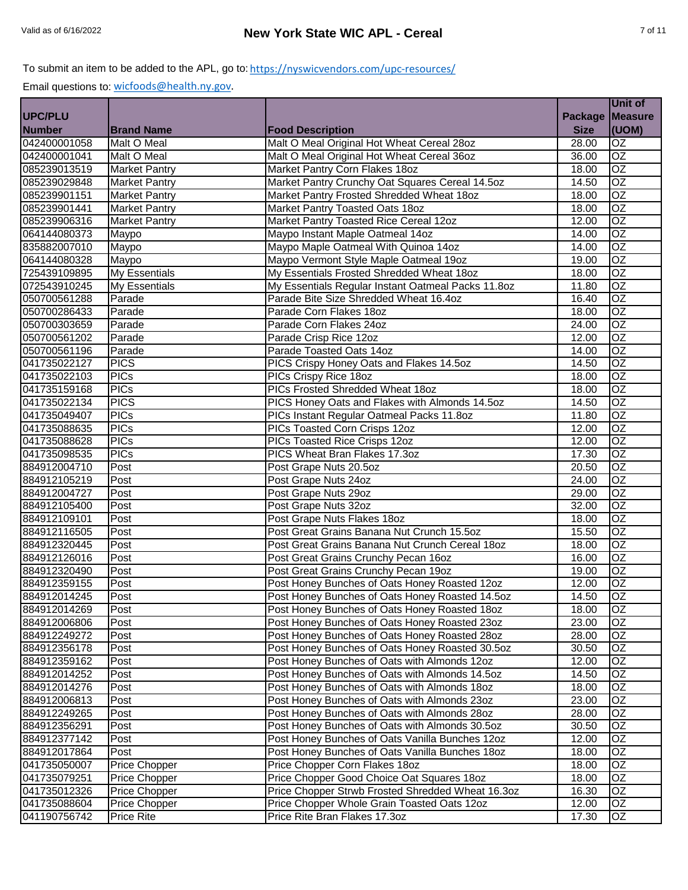To submit an item to be added to the APL, go to: https://nyswicvendors.com/upc-resources/

Email questions to: wicfoods@health.ny.gov.

| UPC/PLU Number | Brand Name | Food Description | Package Size | Unit of Measure (UOM) |
|---|---|---|---|---|
| 042400001058 | Malt O Meal | Malt O Meal Original Hot Wheat Cereal 28oz | 28.00 | OZ |
| 042400001041 | Malt O Meal | Malt O Meal Original Hot Wheat Cereal 36oz | 36.00 | OZ |
| 085239013519 | Market Pantry | Market Pantry Corn Flakes 18oz | 18.00 | OZ |
| 085239029848 | Market Pantry | Market Pantry Crunchy Oat Squares Cereal 14.5oz | 14.50 | OZ |
| 085239901151 | Market Pantry | Market Pantry Frosted Shredded Wheat 18oz | 18.00 | OZ |
| 085239901441 | Market Pantry | Market Pantry Toasted Oats 18oz | 18.00 | OZ |
| 085239906316 | Market Pantry | Market Pantry Toasted Rice Cereal 12oz | 12.00 | OZ |
| 064144080373 | Maypo | Maypo Instant Maple Oatmeal 14oz | 14.00 | OZ |
| 835882007010 | Maypo | Maypo Maple Oatmeal With Quinoa 14oz | 14.00 | OZ |
| 064144080328 | Maypo | Maypo Vermont Style Maple Oatmeal 19oz | 19.00 | OZ |
| 725439109895 | My Essentials | My Essentials Frosted Shredded Wheat 18oz | 18.00 | OZ |
| 072543910245 | My Essentials | My Essentials Regular Instant Oatmeal Packs 11.8oz | 11.80 | OZ |
| 050700561288 | Parade | Parade Bite Size Shredded Wheat 16.4oz | 16.40 | OZ |
| 050700286433 | Parade | Parade Corn Flakes 18oz | 18.00 | OZ |
| 050700303659 | Parade | Parade Corn Flakes 24oz | 24.00 | OZ |
| 050700561202 | Parade | Parade Crisp Rice 12oz | 12.00 | OZ |
| 050700561196 | Parade | Parade Toasted Oats 14oz | 14.00 | OZ |
| 041735022127 | PICS | PICS Crispy Honey Oats and Flakes 14.5oz | 14.50 | OZ |
| 041735022103 | PICs | PICs Crispy Rice 18oz | 18.00 | OZ |
| 041735159168 | PICs | PICs Frosted Shredded Wheat 18oz | 18.00 | OZ |
| 041735022134 | PICS | PICS Honey Oats and Flakes with Almonds 14.5oz | 14.50 | OZ |
| 041735049407 | PICs | PICs Instant Regular Oatmeal Packs 11.8oz | 11.80 | OZ |
| 041735088635 | PICs | PICs Toasted Corn Crisps 12oz | 12.00 | OZ |
| 041735088628 | PICs | PICs Toasted Rice Crisps 12oz | 12.00 | OZ |
| 041735098535 | PICs | PICS Wheat Bran Flakes 17.3oz | 17.30 | OZ |
| 884912004710 | Post | Post Grape Nuts 20.5oz | 20.50 | OZ |
| 884912105219 | Post | Post Grape Nuts 24oz | 24.00 | OZ |
| 884912004727 | Post | Post Grape Nuts 29oz | 29.00 | OZ |
| 884912105400 | Post | Post Grape Nuts 32oz | 32.00 | OZ |
| 884912109101 | Post | Post Grape Nuts Flakes 18oz | 18.00 | OZ |
| 884912116505 | Post | Post Great Grains Banana Nut Crunch 15.5oz | 15.50 | OZ |
| 884912320445 | Post | Post Great Grains Banana Nut Crunch Cereal 18oz | 18.00 | OZ |
| 884912126016 | Post | Post Great Grains Crunchy Pecan 16oz | 16.00 | OZ |
| 884912320490 | Post | Post Great Grains Crunchy Pecan 19oz | 19.00 | OZ |
| 884912359155 | Post | Post Honey Bunches of Oats Honey Roasted 12oz | 12.00 | OZ |
| 884912014245 | Post | Post Honey Bunches of Oats Honey Roasted 14.5oz | 14.50 | OZ |
| 884912014269 | Post | Post Honey Bunches of Oats Honey Roasted 18oz | 18.00 | OZ |
| 884912006806 | Post | Post Honey Bunches of Oats Honey Roasted 23oz | 23.00 | OZ |
| 884912249272 | Post | Post Honey Bunches of Oats Honey Roasted 28oz | 28.00 | OZ |
| 884912356178 | Post | Post Honey Bunches of Oats Honey Roasted 30.5oz | 30.50 | OZ |
| 884912359162 | Post | Post Honey Bunches of Oats with Almonds 12oz | 12.00 | OZ |
| 884912014252 | Post | Post Honey Bunches of Oats with Almonds 14.5oz | 14.50 | OZ |
| 884912014276 | Post | Post Honey Bunches of Oats with Almonds 18oz | 18.00 | OZ |
| 884912006813 | Post | Post Honey Bunches of Oats with Almonds 23oz | 23.00 | OZ |
| 884912249265 | Post | Post Honey Bunches of Oats with Almonds 28oz | 28.00 | OZ |
| 884912356291 | Post | Post Honey Bunches of Oats with Almonds 30.5oz | 30.50 | OZ |
| 884912377142 | Post | Post Honey Bunches of Oats Vanilla Bunches 12oz | 12.00 | OZ |
| 884912017864 | Post | Post Honey Bunches of Oats Vanilla Bunches 18oz | 18.00 | OZ |
| 041735050007 | Price Chopper | Price Chopper Corn Flakes 18oz | 18.00 | OZ |
| 041735079251 | Price Chopper | Price Chopper Good Choice Oat Squares 18oz | 18.00 | OZ |
| 041735012326 | Price Chopper | Price Chopper Strwb Frosted Shredded Wheat 16.3oz | 16.30 | OZ |
| 041735088604 | Price Chopper | Price Chopper Whole Grain Toasted Oats 12oz | 12.00 | OZ |
| 041190756742 | Price Rite | Price Rite Bran Flakes 17.3oz | 17.30 | OZ |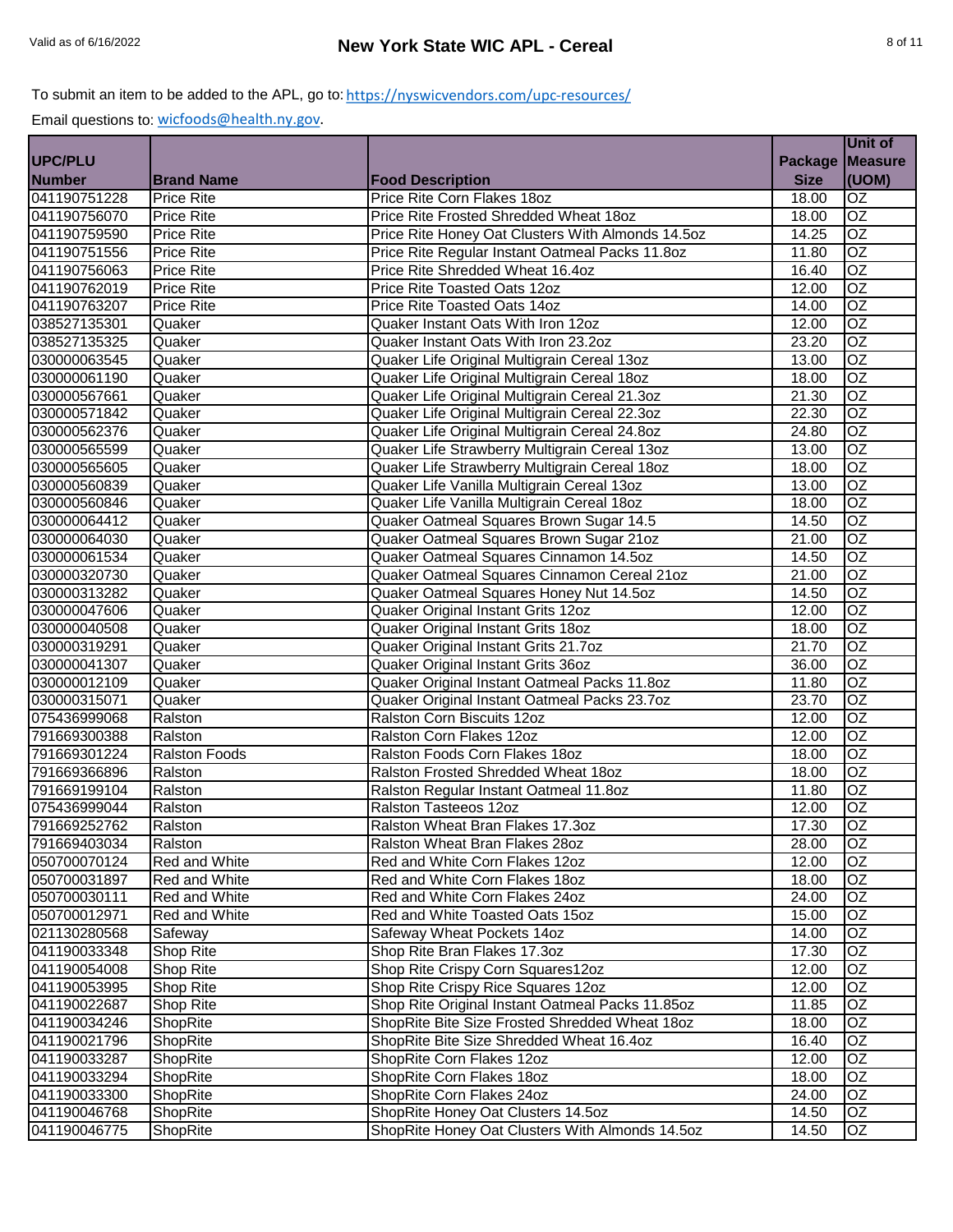To submit an item to be added to the APL, go to: https://nyswicvendors.com/upc-resources/

Email questions to: wicfoods@health.ny.gov.

| UPC/PLU Number | Brand Name | Food Description | Package Size | Unit of Measure (UOM) |
|---|---|---|---|---|
| 041190751228 | Price Rite | Price Rite Corn Flakes 18oz | 18.00 | OZ |
| 041190756070 | Price Rite | Price Rite Frosted Shredded Wheat 18oz | 18.00 | OZ |
| 041190759590 | Price Rite | Price Rite Honey Oat Clusters With Almonds 14.5oz | 14.25 | OZ |
| 041190751556 | Price Rite | Price Rite Regular Instant Oatmeal Packs 11.8oz | 11.80 | OZ |
| 041190756063 | Price Rite | Price Rite Shredded Wheat 16.4oz | 16.40 | OZ |
| 041190762019 | Price Rite | Price Rite Toasted Oats 12oz | 12.00 | OZ |
| 041190763207 | Price Rite | Price Rite Toasted Oats 14oz | 14.00 | OZ |
| 038527135301 | Quaker | Quaker Instant Oats With Iron 12oz | 12.00 | OZ |
| 038527135325 | Quaker | Quaker Instant Oats With Iron 23.2oz | 23.20 | OZ |
| 030000063545 | Quaker | Quaker Life Original Multigrain Cereal 13oz | 13.00 | OZ |
| 030000061190 | Quaker | Quaker Life Original Multigrain Cereal 18oz | 18.00 | OZ |
| 030000567661 | Quaker | Quaker Life Original Multigrain Cereal 21.3oz | 21.30 | OZ |
| 030000571842 | Quaker | Quaker Life Original Multigrain Cereal 22.3oz | 22.30 | OZ |
| 030000562376 | Quaker | Quaker Life Original Multigrain Cereal 24.8oz | 24.80 | OZ |
| 030000565599 | Quaker | Quaker Life Strawberry Multigrain Cereal 13oz | 13.00 | OZ |
| 030000565605 | Quaker | Quaker Life Strawberry Multigrain Cereal 18oz | 18.00 | OZ |
| 030000560839 | Quaker | Quaker Life Vanilla Multigrain Cereal 13oz | 13.00 | OZ |
| 030000560846 | Quaker | Quaker Life Vanilla Multigrain Cereal 18oz | 18.00 | OZ |
| 030000064412 | Quaker | Quaker Oatmeal Squares Brown Sugar 14.5 | 14.50 | OZ |
| 030000064030 | Quaker | Quaker Oatmeal Squares Brown Sugar 21oz | 21.00 | OZ |
| 030000061534 | Quaker | Quaker Oatmeal Squares Cinnamon 14.5oz | 14.50 | OZ |
| 030000320730 | Quaker | Quaker Oatmeal Squares Cinnamon Cereal 21oz | 21.00 | OZ |
| 030000313282 | Quaker | Quaker Oatmeal Squares Honey Nut 14.5oz | 14.50 | OZ |
| 030000047606 | Quaker | Quaker Original Instant Grits 12oz | 12.00 | OZ |
| 030000040508 | Quaker | Quaker Original Instant Grits 18oz | 18.00 | OZ |
| 030000319291 | Quaker | Quaker Original Instant Grits 21.7oz | 21.70 | OZ |
| 030000041307 | Quaker | Quaker Original Instant Grits 36oz | 36.00 | OZ |
| 030000012109 | Quaker | Quaker Original Instant Oatmeal Packs 11.8oz | 11.80 | OZ |
| 030000315071 | Quaker | Quaker Original Instant Oatmeal Packs 23.7oz | 23.70 | OZ |
| 075436999068 | Ralston | Ralston Corn Biscuits 12oz | 12.00 | OZ |
| 791669300388 | Ralston | Ralston Corn Flakes 12oz | 12.00 | OZ |
| 791669301224 | Ralston Foods | Ralston Foods Corn Flakes 18oz | 18.00 | OZ |
| 791669366896 | Ralston | Ralston Frosted Shredded Wheat 18oz | 18.00 | OZ |
| 791669199104 | Ralston | Ralston Regular Instant Oatmeal 11.8oz | 11.80 | OZ |
| 075436999044 | Ralston | Ralston Tasteeos 12oz | 12.00 | OZ |
| 791669252762 | Ralston | Ralston Wheat Bran Flakes 17.3oz | 17.30 | OZ |
| 791669403034 | Ralston | Ralston Wheat Bran Flakes 28oz | 28.00 | OZ |
| 050700070124 | Red and White | Red and White Corn Flakes 12oz | 12.00 | OZ |
| 050700031897 | Red and White | Red and White Corn Flakes 18oz | 18.00 | OZ |
| 050700030111 | Red and White | Red and White Corn Flakes 24oz | 24.00 | OZ |
| 050700012971 | Red and White | Red and White Toasted Oats 15oz | 15.00 | OZ |
| 021130280568 | Safeway | Safeway Wheat Pockets 14oz | 14.00 | OZ |
| 041190033348 | Shop Rite | Shop Rite Bran Flakes 17.3oz | 17.30 | OZ |
| 041190054008 | Shop Rite | Shop Rite Crispy Corn Squares12oz | 12.00 | OZ |
| 041190053995 | Shop Rite | Shop Rite Crispy Rice Squares 12oz | 12.00 | OZ |
| 041190022687 | Shop Rite | Shop Rite Original Instant Oatmeal Packs 11.85oz | 11.85 | OZ |
| 041190034246 | ShopRite | ShopRite Bite Size Frosted Shredded Wheat 18oz | 18.00 | OZ |
| 041190021796 | ShopRite | ShopRite Bite Size Shredded Wheat 16.4oz | 16.40 | OZ |
| 041190033287 | ShopRite | ShopRite Corn Flakes 12oz | 12.00 | OZ |
| 041190033294 | ShopRite | ShopRite Corn Flakes 18oz | 18.00 | OZ |
| 041190033300 | ShopRite | ShopRite Corn Flakes 24oz | 24.00 | OZ |
| 041190046768 | ShopRite | ShopRite Honey Oat Clusters 14.5oz | 14.50 | OZ |
| 041190046775 | ShopRite | ShopRite Honey Oat Clusters With Almonds 14.5oz | 14.50 | OZ |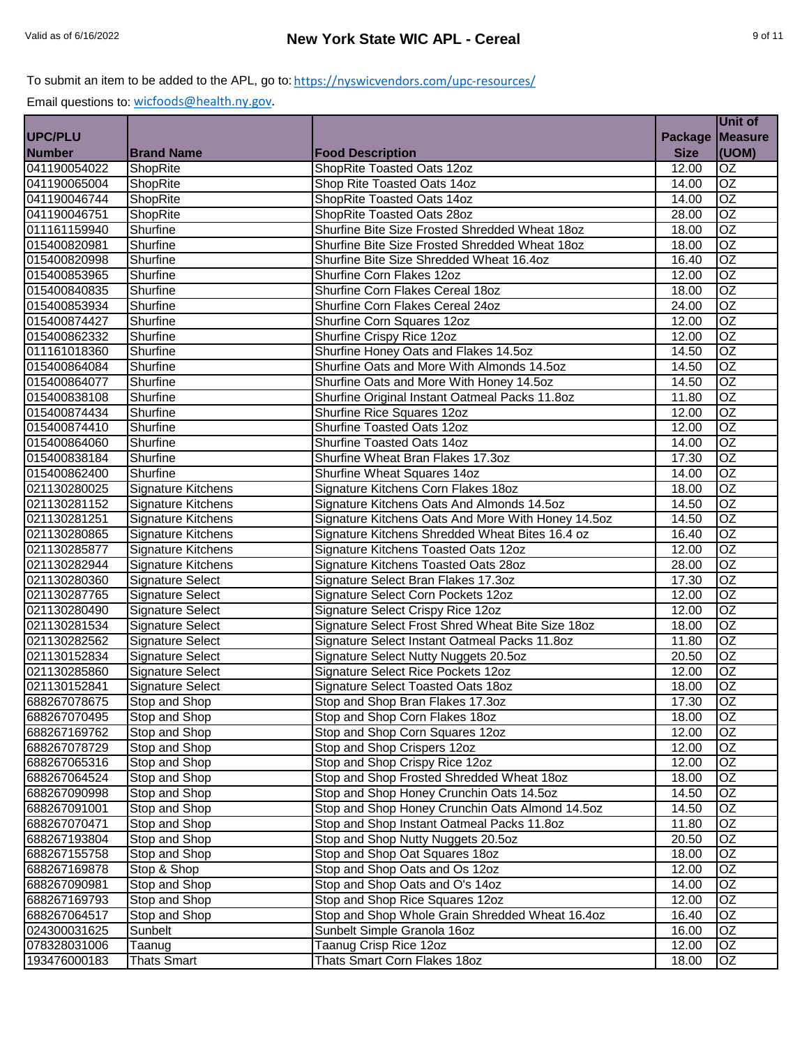To submit an item to be added to the APL, go to: https://nyswicvendors.com/upc-resources/

Email questions to: wicfoods@health.ny.gov.

| UPC/PLU Number | Brand Name | Food Description | Package Size | Unit of Measure (UOM) |
|---|---|---|---|---|
| 041190054022 | ShopRite | ShopRite Toasted Oats 12oz | 12.00 | OZ |
| 041190065004 | ShopRite | Shop Rite Toasted Oats 14oz | 14.00 | OZ |
| 041190046744 | ShopRite | ShopRite Toasted Oats 14oz | 14.00 | OZ |
| 041190046751 | ShopRite | ShopRite Toasted Oats 28oz | 28.00 | OZ |
| 011161159940 | Shurfine | Shurfine Bite Size Frosted Shredded Wheat 18oz | 18.00 | OZ |
| 015400820981 | Shurfine | Shurfine Bite Size Frosted Shredded Wheat 18oz | 18.00 | OZ |
| 015400820998 | Shurfine | Shurfine Bite Size Shredded Wheat 16.4oz | 16.40 | OZ |
| 015400853965 | Shurfine | Shurfine Corn Flakes 12oz | 12.00 | OZ |
| 015400840835 | Shurfine | Shurfine Corn Flakes Cereal 18oz | 18.00 | OZ |
| 015400853934 | Shurfine | Shurfine Corn Flakes Cereal 24oz | 24.00 | OZ |
| 015400874427 | Shurfine | Shurfine Corn Squares 12oz | 12.00 | OZ |
| 015400862332 | Shurfine | Shurfine Crispy Rice 12oz | 12.00 | OZ |
| 011161018360 | Shurfine | Shurfine Honey Oats and Flakes 14.5oz | 14.50 | OZ |
| 015400864084 | Shurfine | Shurfine Oats and More With Almonds 14.5oz | 14.50 | OZ |
| 015400864077 | Shurfine | Shurfine Oats and More With Honey 14.5oz | 14.50 | OZ |
| 015400838108 | Shurfine | Shurfine Original Instant Oatmeal Packs 11.8oz | 11.80 | OZ |
| 015400874434 | Shurfine | Shurfine Rice Squares 12oz | 12.00 | OZ |
| 015400874410 | Shurfine | Shurfine Toasted Oats 12oz | 12.00 | OZ |
| 015400864060 | Shurfine | Shurfine Toasted Oats 14oz | 14.00 | OZ |
| 015400838184 | Shurfine | Shurfine Wheat Bran Flakes 17.3oz | 17.30 | OZ |
| 015400862400 | Shurfine | Shurfine Wheat Squares 14oz | 14.00 | OZ |
| 021130280025 | Signature Kitchens | Signature Kitchens Corn Flakes 18oz | 18.00 | OZ |
| 021130281152 | Signature Kitchens | Signature Kitchens Oats And Almonds 14.5oz | 14.50 | OZ |
| 021130281251 | Signature Kitchens | Signature Kitchens Oats And More With Honey 14.5oz | 14.50 | OZ |
| 021130280865 | Signature Kitchens | Signature Kitchens Shredded Wheat Bites 16.4 oz | 16.40 | OZ |
| 021130285877 | Signature Kitchens | Signature Kitchens Toasted Oats 12oz | 12.00 | OZ |
| 021130282944 | Signature Kitchens | Signature Kitchens Toasted Oats 28oz | 28.00 | OZ |
| 021130280360 | Signature Select | Signature Select Bran Flakes 17.3oz | 17.30 | OZ |
| 021130287765 | Signature Select | Signature Select Corn Pockets 12oz | 12.00 | OZ |
| 021130280490 | Signature Select | Signature Select Crispy Rice 12oz | 12.00 | OZ |
| 021130281534 | Signature Select | Signature Select Frost Shred Wheat Bite Size 18oz | 18.00 | OZ |
| 021130282562 | Signature Select | Signature Select Instant Oatmeal Packs 11.8oz | 11.80 | OZ |
| 021130152834 | Signature Select | Signature Select Nutty Nuggets 20.5oz | 20.50 | OZ |
| 021130285860 | Signature Select | Signature Select Rice Pockets 12oz | 12.00 | OZ |
| 021130152841 | Signature Select | Signature Select Toasted Oats 18oz | 18.00 | OZ |
| 688267078675 | Stop and Shop | Stop and Shop Bran Flakes 17.3oz | 17.30 | OZ |
| 688267070495 | Stop and Shop | Stop and Shop Corn Flakes 18oz | 18.00 | OZ |
| 688267169762 | Stop and Shop | Stop and Shop Corn Squares 12oz | 12.00 | OZ |
| 688267078729 | Stop and Shop | Stop and Shop Crispers 12oz | 12.00 | OZ |
| 688267065316 | Stop and Shop | Stop and Shop Crispy Rice 12oz | 12.00 | OZ |
| 688267064524 | Stop and Shop | Stop and Shop Frosted Shredded Wheat 18oz | 18.00 | OZ |
| 688267090998 | Stop and Shop | Stop and Shop Honey Crunchin Oats 14.5oz | 14.50 | OZ |
| 688267091001 | Stop and Shop | Stop and Shop Honey Crunchin Oats Almond 14.5oz | 14.50 | OZ |
| 688267070471 | Stop and Shop | Stop and Shop Instant Oatmeal Packs 11.8oz | 11.80 | OZ |
| 688267193804 | Stop and Shop | Stop and Shop Nutty Nuggets 20.5oz | 20.50 | OZ |
| 688267155758 | Stop and Shop | Stop and Shop Oat Squares 18oz | 18.00 | OZ |
| 688267169878 | Stop & Shop | Stop and Shop Oats and Os 12oz | 12.00 | OZ |
| 688267090981 | Stop and Shop | Stop and Shop Oats and O's 14oz | 14.00 | OZ |
| 688267169793 | Stop and Shop | Stop and Shop Rice Squares 12oz | 12.00 | OZ |
| 688267064517 | Stop and Shop | Stop and Shop Whole Grain Shredded Wheat 16.4oz | 16.40 | OZ |
| 024300031625 | Sunbelt | Sunbelt Simple Granola 16oz | 16.00 | OZ |
| 078328031006 | Taanug | Taanug Crisp Rice 12oz | 12.00 | OZ |
| 193476000183 | Thats Smart | Thats Smart Corn Flakes 18oz | 18.00 | OZ |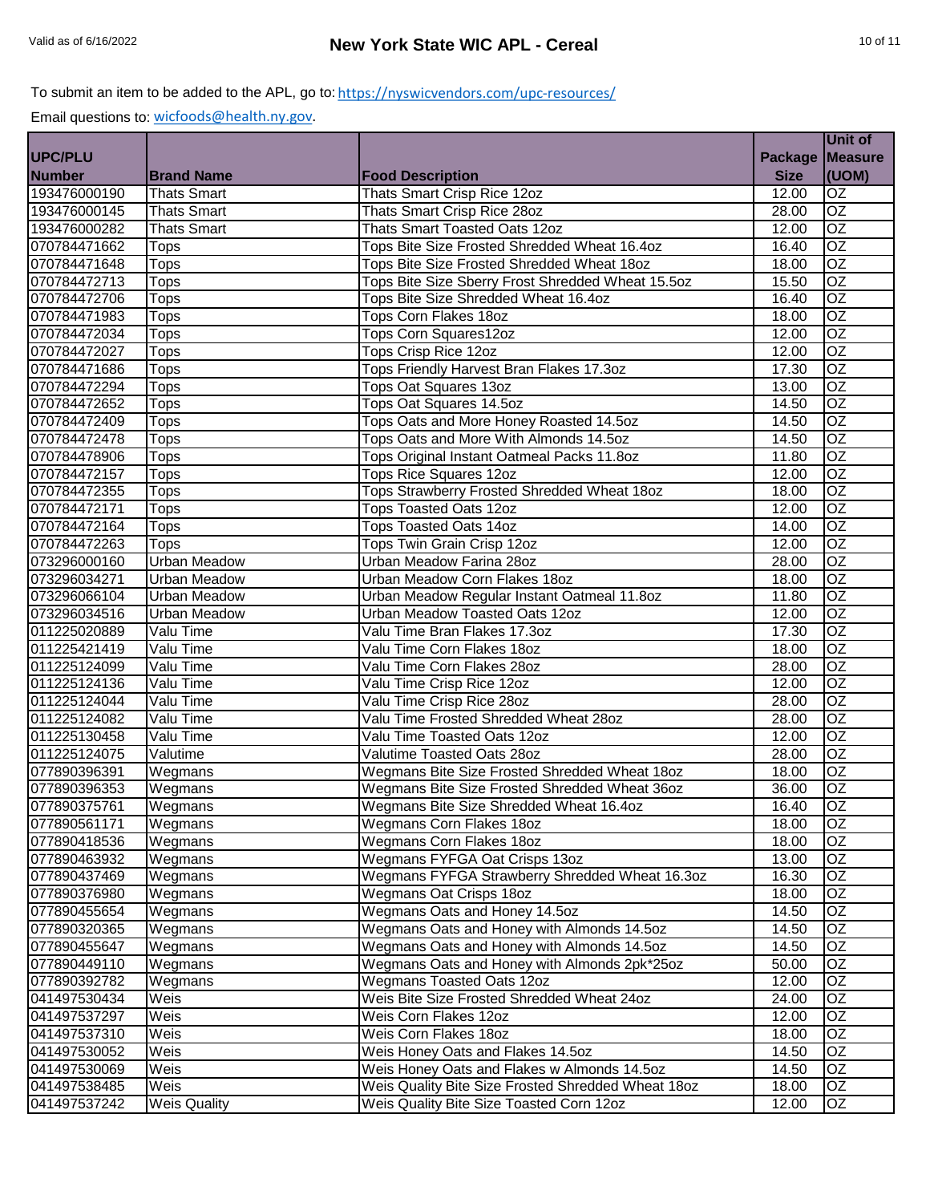To submit an item to be added to the APL, go to: https://nyswicvendors.com/upc-resources/

Email questions to: wicfoods@health.ny.gov.

| UPC/PLU Number | Brand Name | Food Description | Package Size | Unit of Measure (UOM) |
|---|---|---|---|---|
| 193476000190 | Thats Smart | Thats Smart Crisp Rice 12oz | 12.00 | OZ |
| 193476000145 | Thats Smart | Thats Smart Crisp Rice 28oz | 28.00 | OZ |
| 193476000282 | Thats Smart | Thats Smart Toasted Oats 12oz | 12.00 | OZ |
| 070784471662 | Tops | Tops Bite Size Frosted Shredded Wheat 16.4oz | 16.40 | OZ |
| 070784471648 | Tops | Tops Bite Size Frosted Shredded Wheat 18oz | 18.00 | OZ |
| 070784472713 | Tops | Tops Bite Size Sberry Frost Shredded Wheat 15.5oz | 15.50 | OZ |
| 070784472706 | Tops | Tops Bite Size Shredded Wheat 16.4oz | 16.40 | OZ |
| 070784471983 | Tops | Tops Corn Flakes 18oz | 18.00 | OZ |
| 070784472034 | Tops | Tops Corn Squares12oz | 12.00 | OZ |
| 070784472027 | Tops | Tops Crisp Rice 12oz | 12.00 | OZ |
| 070784471686 | Tops | Tops Friendly Harvest Bran Flakes 17.3oz | 17.30 | OZ |
| 070784472294 | Tops | Tops Oat Squares 13oz | 13.00 | OZ |
| 070784472652 | Tops | Tops Oat Squares 14.5oz | 14.50 | OZ |
| 070784472409 | Tops | Tops Oats and More Honey Roasted 14.5oz | 14.50 | OZ |
| 070784472478 | Tops | Tops Oats and More With Almonds 14.5oz | 14.50 | OZ |
| 070784478906 | Tops | Tops Original Instant Oatmeal Packs 11.8oz | 11.80 | OZ |
| 070784472157 | Tops | Tops Rice Squares 12oz | 12.00 | OZ |
| 070784472355 | Tops | Tops Strawberry Frosted Shredded Wheat 18oz | 18.00 | OZ |
| 070784472171 | Tops | Tops Toasted Oats 12oz | 12.00 | OZ |
| 070784472164 | Tops | Tops Toasted Oats 14oz | 14.00 | OZ |
| 070784472263 | Tops | Tops Twin Grain Crisp 12oz | 12.00 | OZ |
| 073296000160 | Urban Meadow | Urban Meadow Farina 28oz | 28.00 | OZ |
| 073296034271 | Urban Meadow | Urban Meadow Corn Flakes 18oz | 18.00 | OZ |
| 073296066104 | Urban Meadow | Urban Meadow Regular Instant Oatmeal 11.8oz | 11.80 | OZ |
| 073296034516 | Urban Meadow | Urban Meadow Toasted Oats 12oz | 12.00 | OZ |
| 011225020889 | Valu Time | Valu Time Bran Flakes 17.3oz | 17.30 | OZ |
| 011225421419 | Valu Time | Valu Time Corn Flakes 18oz | 18.00 | OZ |
| 011225124099 | Valu Time | Valu Time Corn Flakes 28oz | 28.00 | OZ |
| 011225124136 | Valu Time | Valu Time Crisp Rice 12oz | 12.00 | OZ |
| 011225124044 | Valu Time | Valu Time Crisp Rice 28oz | 28.00 | OZ |
| 011225124082 | Valu Time | Valu Time Frosted Shredded Wheat 28oz | 28.00 | OZ |
| 011225130458 | Valu Time | Valu Time Toasted Oats 12oz | 12.00 | OZ |
| 011225124075 | Valutime | Valutime Toasted Oats 28oz | 28.00 | OZ |
| 077890396391 | Wegmans | Wegmans Bite Size Frosted Shredded Wheat 18oz | 18.00 | OZ |
| 077890396353 | Wegmans | Wegmans Bite Size Frosted Shredded Wheat 36oz | 36.00 | OZ |
| 077890375761 | Wegmans | Wegmans Bite Size Shredded Wheat 16.4oz | 16.40 | OZ |
| 077890561171 | Wegmans | Wegmans Corn Flakes 18oz | 18.00 | OZ |
| 077890418536 | Wegmans | Wegmans Corn Flakes 18oz | 18.00 | OZ |
| 077890463932 | Wegmans | Wegmans FYFGA Oat Crisps 13oz | 13.00 | OZ |
| 077890437469 | Wegmans | Wegmans FYFGA Strawberry Shredded Wheat 16.3oz | 16.30 | OZ |
| 077890376980 | Wegmans | Wegmans Oat Crisps 18oz | 18.00 | OZ |
| 077890455654 | Wegmans | Wegmans Oats and Honey 14.5oz | 14.50 | OZ |
| 077890320365 | Wegmans | Wegmans Oats and Honey with Almonds 14.5oz | 14.50 | OZ |
| 077890455647 | Wegmans | Wegmans Oats and Honey with Almonds 14.5oz | 14.50 | OZ |
| 077890449110 | Wegmans | Wegmans Oats and Honey with Almonds 2pk*25oz | 50.00 | OZ |
| 077890392782 | Wegmans | Wegmans Toasted Oats 12oz | 12.00 | OZ |
| 041497530434 | Weis | Weis Bite Size Frosted Shredded Wheat 24oz | 24.00 | OZ |
| 041497537297 | Weis | Weis Corn Flakes 12oz | 12.00 | OZ |
| 041497537310 | Weis | Weis Corn Flakes 18oz | 18.00 | OZ |
| 041497530052 | Weis | Weis Honey Oats and Flakes 14.5oz | 14.50 | OZ |
| 041497530069 | Weis | Weis Honey Oats and Flakes w Almonds 14.5oz | 14.50 | OZ |
| 041497538485 | Weis | Weis Quality Bite Size Frosted Shredded Wheat 18oz | 18.00 | OZ |
| 041497537242 | Weis Quality | Weis Quality Bite Size Toasted Corn 12oz | 12.00 | OZ |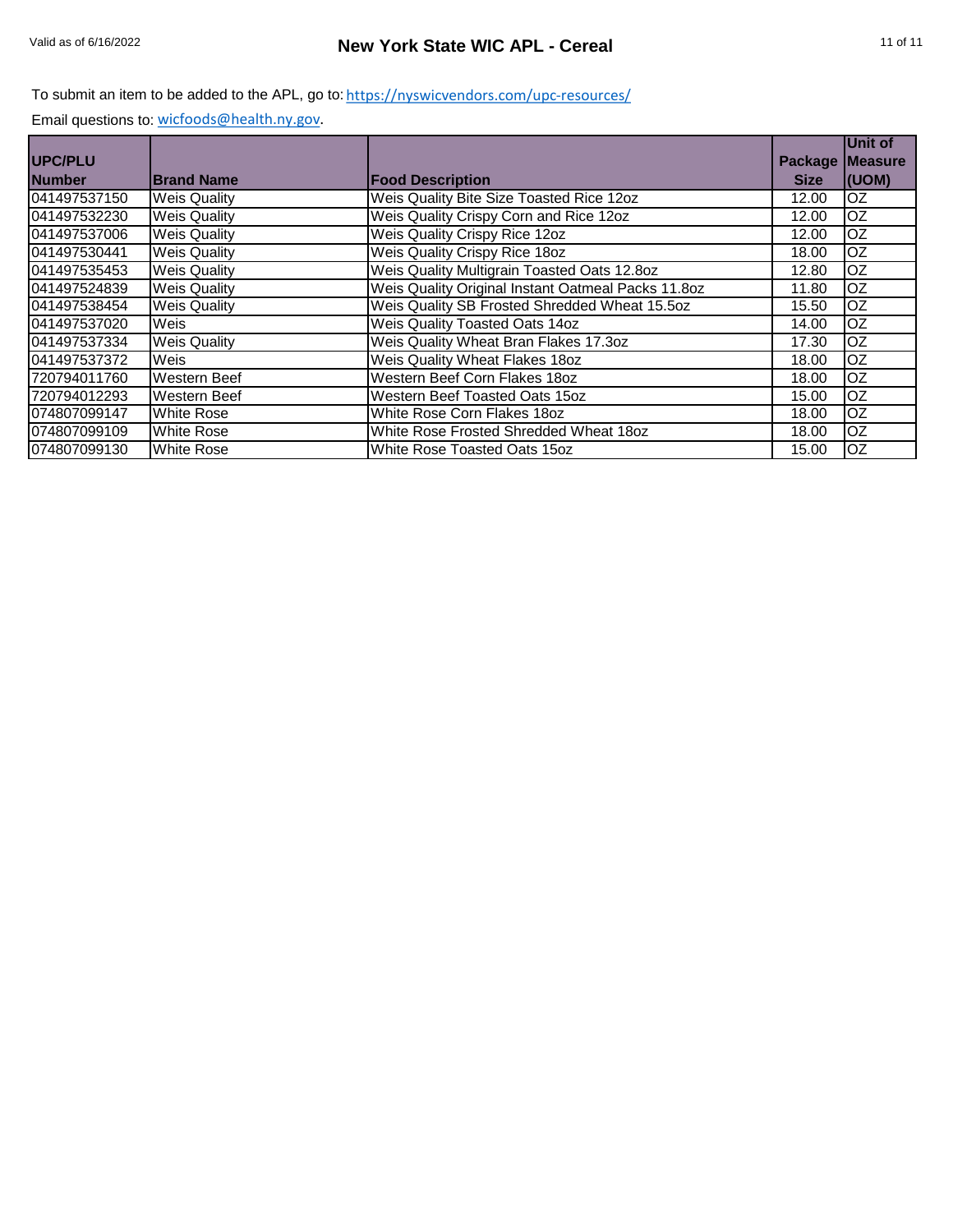To submit an item to be added to the APL, go to: https://nyswicvendors.com/upc-resources/

Email questions to: wicfoods@health.ny.gov.

| UPC/PLU Number | Brand Name | Food Description | Package Size | Unit of Measure (UOM) |
|---|---|---|---|---|
| 041497537150 | Weis Quality | Weis Quality Bite Size Toasted Rice 12oz | 12.00 | OZ |
| 041497532230 | Weis Quality | Weis Quality Crispy Corn and Rice 12oz | 12.00 | OZ |
| 041497537006 | Weis Quality | Weis Quality Crispy Rice 12oz | 12.00 | OZ |
| 041497530441 | Weis Quality | Weis Quality Crispy Rice 18oz | 18.00 | OZ |
| 041497535453 | Weis Quality | Weis Quality Multigrain Toasted Oats 12.8oz | 12.80 | OZ |
| 041497524839 | Weis Quality | Weis Quality Original Instant Oatmeal Packs 11.8oz | 11.80 | OZ |
| 041497538454 | Weis Quality | Weis Quality SB Frosted Shredded Wheat 15.5oz | 15.50 | OZ |
| 041497537020 | Weis | Weis Quality Toasted Oats 14oz | 14.00 | OZ |
| 041497537334 | Weis Quality | Weis Quality Wheat Bran Flakes 17.3oz | 17.30 | OZ |
| 041497537372 | Weis | Weis Quality Wheat Flakes 18oz | 18.00 | OZ |
| 720794011760 | Western Beef | Western Beef Corn Flakes 18oz | 18.00 | OZ |
| 720794012293 | Western Beef | Western Beef Toasted Oats 15oz | 15.00 | OZ |
| 074807099147 | White Rose | White Rose Corn Flakes 18oz | 18.00 | OZ |
| 074807099109 | White Rose | White Rose Frosted Shredded Wheat 18oz | 18.00 | OZ |
| 074807099130 | White Rose | White Rose Toasted Oats 15oz | 15.00 | OZ |